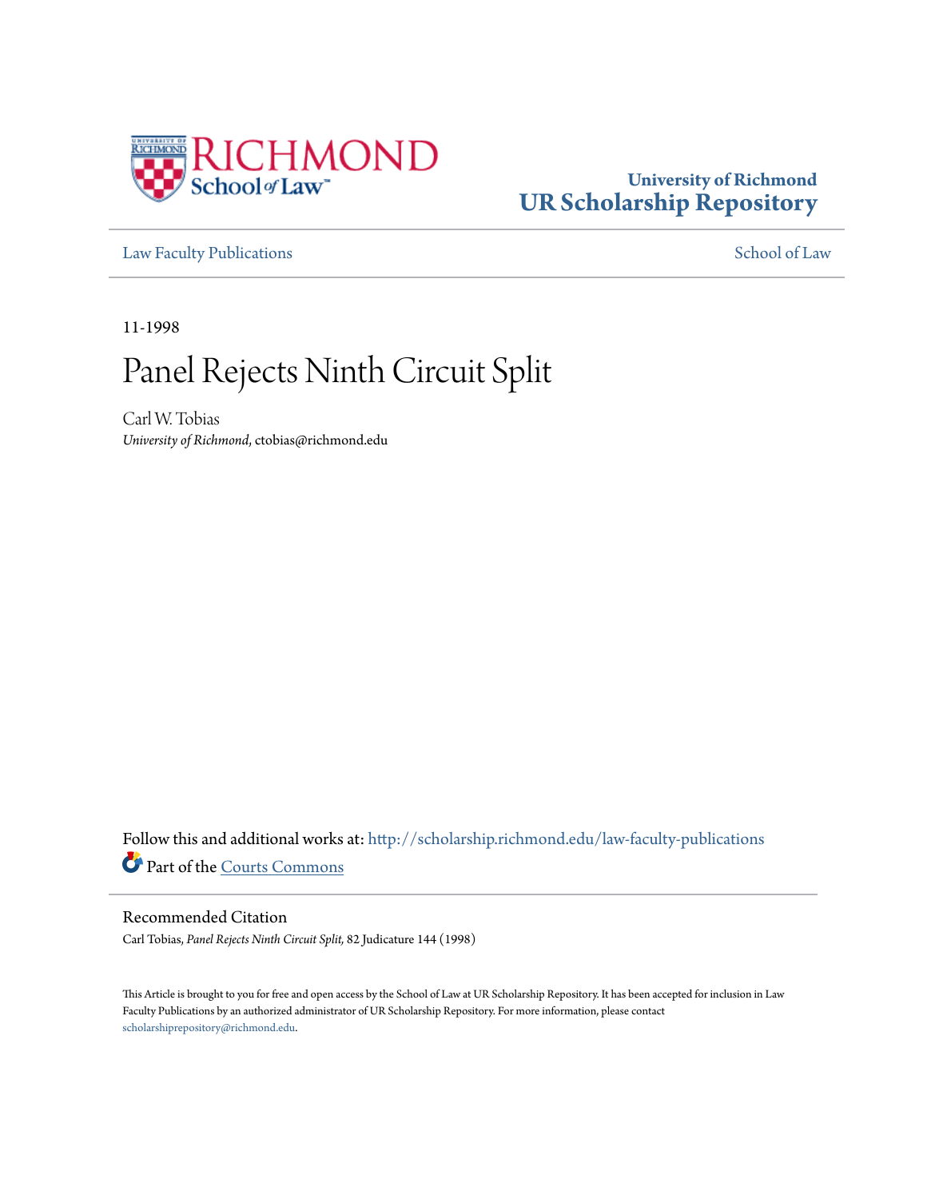University of Richmond
**UR Scholarship Repository**

Law Faculty Publications | School of Law

11-1998

# Panel Rejects Ninth Circuit Split

Carl W. Tobias
*University of Richmond*, ctobias@richmond.edu

Follow this and additional works at: http://scholarship.richmond.edu/law-faculty-publications

Part of the Courts Commons

## Recommended Citation

Carl Tobias, *Panel Rejects Ninth Circuit Split,* 82 Judicature 144 (1998)

This Article is brought to you for free and open access by the School of Law at UR Scholarship Repository. It has been accepted for inclusion in Law Faculty Publications by an authorized administrator of UR Scholarship Repository. For more information, please contact scholarshiprepository@richmond.edu.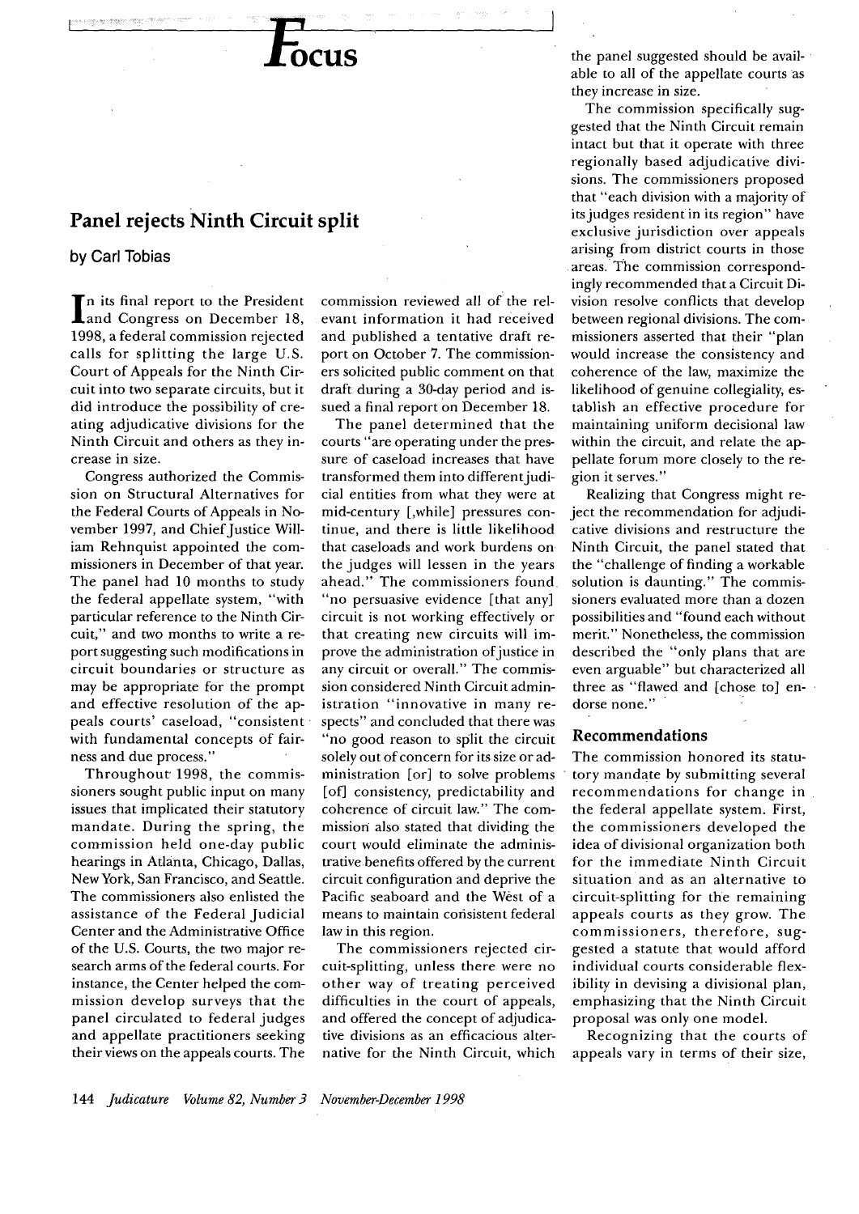# Focus

## Panel rejects Ninth Circuit split

**by Carl Tobias**

In its final report to the President and Congress on December 18, 1998, a federal commission rejected calls for splitting the large U.S. Court of Appeals for the Ninth Circuit into two separate circuits, but it did introduce the possibility of creating adjudicative divisions for the Ninth Circuit and others as they increase in size.

Congress authorized the Commission on Structural Alternatives for the Federal Courts of Appeals in November 1997, and Chief Justice William Rehnquist appointed the commissioners in December of that year. The panel had 10 months to study the federal appellate system, "with particular reference to the Ninth Circuit," and two months to write a report suggesting such modifications in circuit boundaries or structure as may be appropriate for the prompt and effective resolution of the appeals courts' caseload, "consistent with fundamental concepts of fairness and due process."

Throughout 1998, the commissioners sought public input on many issues that implicated their statutory mandate. During the spring, the commission held one-day public hearings in Atlanta, Chicago, Dallas, New York, San Francisco, and Seattle. The commissioners also enlisted the assistance of the Federal Judicial Center and the Administrative Office of the U.S. Courts, the two major research arms of the federal courts. For instance, the Center helped the commission develop surveys that the panel circulated to federal judges and appellate practitioners seeking their views on the appeals courts. The commission reviewed all of the relevant information it had received and published a tentative draft report on October 7. The commissioners solicited public comment on that draft during a 30-day period and issued a final report on December 18.

The panel determined that the courts "are operating under the pressure of caseload increases that have transformed them into different judicial entities from what they were at mid-century [,while] pressures continue, and there is little likelihood that caseloads and work burdens on the judges will lessen in the years ahead." The commissioners found "no persuasive evidence [that any] circuit is not working effectively or that creating new circuits will improve the administration of justice in any circuit or overall." The commission considered Ninth Circuit administration "innovative in many respects" and concluded that there was "no good reason to split the circuit solely out of concern for its size or administration [or] to solve problems [of] consistency, predictability and coherence of circuit law." The commission also stated that dividing the court would eliminate the administrative benefits offered by the current circuit configuration and deprive the Pacific seaboard and the West of a means to maintain consistent federal law in this region.

The commissioners rejected circuit-splitting, unless there were no other way of treating perceived difficulties in the court of appeals, and offered the concept of adjudicative divisions as an efficacious alternative for the Ninth Circuit, which the panel suggested should be available to all of the appellate courts as they increase in size.

The commission specifically suggested that the Ninth Circuit remain intact but that it operate with three regionally based adjudicative divisions. The commissioners proposed that "each division with a majority of its judges resident in its region" have exclusive jurisdiction over appeals arising from district courts in those areas. The commission correspondingly recommended that a Circuit Division resolve conflicts that develop between regional divisions. The commissioners asserted that their "plan would increase the consistency and coherence of the law, maximize the likelihood of genuine collegiality, establish an effective procedure for maintaining uniform decisional law within the circuit, and relate the appellate forum more closely to the region it serves."

Realizing that Congress might reject the recommendation for adjudicative divisions and restructure the Ninth Circuit, the panel stated that the "challenge of finding a workable solution is daunting." The commissioners evaluated more than a dozen possibilities and "found each without merit." Nonetheless, the commission described the "only plans that are even arguable" but characterized all three as "flawed and [chose to] endorse none."

### Recommendations

The commission honored its statutory mandate by submitting several recommendations for change in the federal appellate system. First, the commissioners developed the idea of divisional organization both for the immediate Ninth Circuit situation and as an alternative to circuit-splitting for the remaining appeals courts as they grow. The commissioners, therefore, suggested a statute that would afford individual courts considerable flexibility in devising a divisional plan, emphasizing that the Ninth Circuit proposal was only one model.

Recognizing that the courts of appeals vary in terms of their size,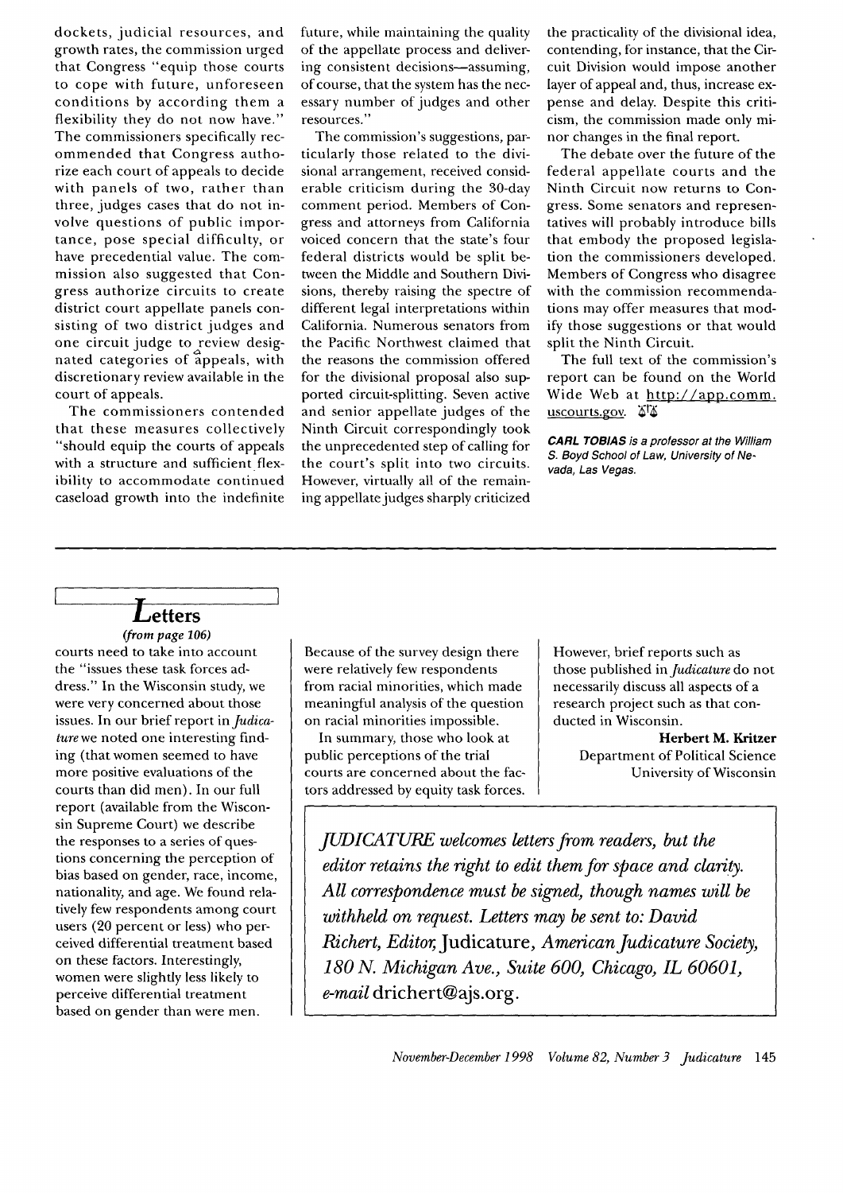dockets, judicial resources, and growth rates, the commission urged that Congress "equip those courts to cope with future, unforeseen conditions by according them a flexibility they do not now have." The commissioners specifically recommended that Congress authorize each court of appeals to decide with panels of two, rather than three, judges cases that do not involve questions of public importance, pose special difficulty, or have precedential value. The commission also suggested that Congress authorize circuits to create district court appellate panels consisting of two district judges and one circuit judge to review designated categories of appeals, with discretionary review available in the court of appeals.

The commissioners contended that these measures collectively "should equip the courts of appeals with a structure and sufficient flexibility to accommodate continued caseload growth into the indefinite future, while maintaining the quality of the appellate process and delivering consistent decisions—assuming, of course, that the system has the necessary number of judges and other resources."

The commission's suggestions, particularly those related to the divisional arrangement, received considerable criticism during the 30-day comment period. Members of Congress and attorneys from California voiced concern that the state's four federal districts would be split between the Middle and Southern Divisions, thereby raising the spectre of different legal interpretations within California. Numerous senators from the Pacific Northwest claimed that the reasons the commission offered for the divisional proposal also supported circuit-splitting. Seven active and senior appellate judges of the Ninth Circuit correspondingly took the unprecedented step of calling for the court's split into two circuits. However, virtually all of the remaining appellate judges sharply criticized the practicality of the divisional idea, contending, for instance, that the Circuit Division would impose another layer of appeal and, thus, increase expense and delay. Despite this criticism, the commission made only minor changes in the final report.

The debate over the future of the federal appellate courts and the Ninth Circuit now returns to Congress. Some senators and representatives will probably introduce bills that embody the proposed legislation the commissioners developed. Members of Congress who disagree with the commission recommendations may offer measures that modify those suggestions or that would split the Ninth Circuit.

The full text of the commission's report can be found on the World Wide Web at http://app.comm.uscourts.gov.

***CARL TOBIAS** is a professor at the William S. Boyd School of Law, University of Nevada, Las Vegas.*

---

# Letters

*(from page 106)*

courts need to take into account the "issues these task forces address." In the Wisconsin study, we were very concerned about those issues. In our brief report in *Judicature* we noted one interesting finding (that women seemed to have more positive evaluations of the courts than did men). In our full report (available from the Wisconsin Supreme Court) we describe the responses to a series of questions concerning the perception of bias based on gender, race, income, nationality, and age. We found relatively few respondents among court users (20 percent or less) who perceived differential treatment based on these factors. Interestingly, women were slightly less likely to perceive differential treatment based on gender than were men. Because of the survey design there were relatively few respondents from racial minorities, which made meaningful analysis of the question on racial minorities impossible.

In summary, those who look at public perceptions of the trial courts are concerned about the factors addressed by equity task forces. However, brief reports such as those published in *Judicature* do not necessarily discuss all aspects of a research project such as that conducted in Wisconsin.

**Herbert M. Kritzer**
Department of Political Science
University of Wisconsin

*JUDICATURE welcomes letters from readers, but the editor retains the right to edit them for space and clarity. All correspondence must be signed, though names will be withheld on request. Letters may be sent to: David Richert, Editor,* Judicature, *American Judicature Society, 180 N. Michigan Ave., Suite 600, Chicago, IL 60601, e-mail* drichert@ajs.org.